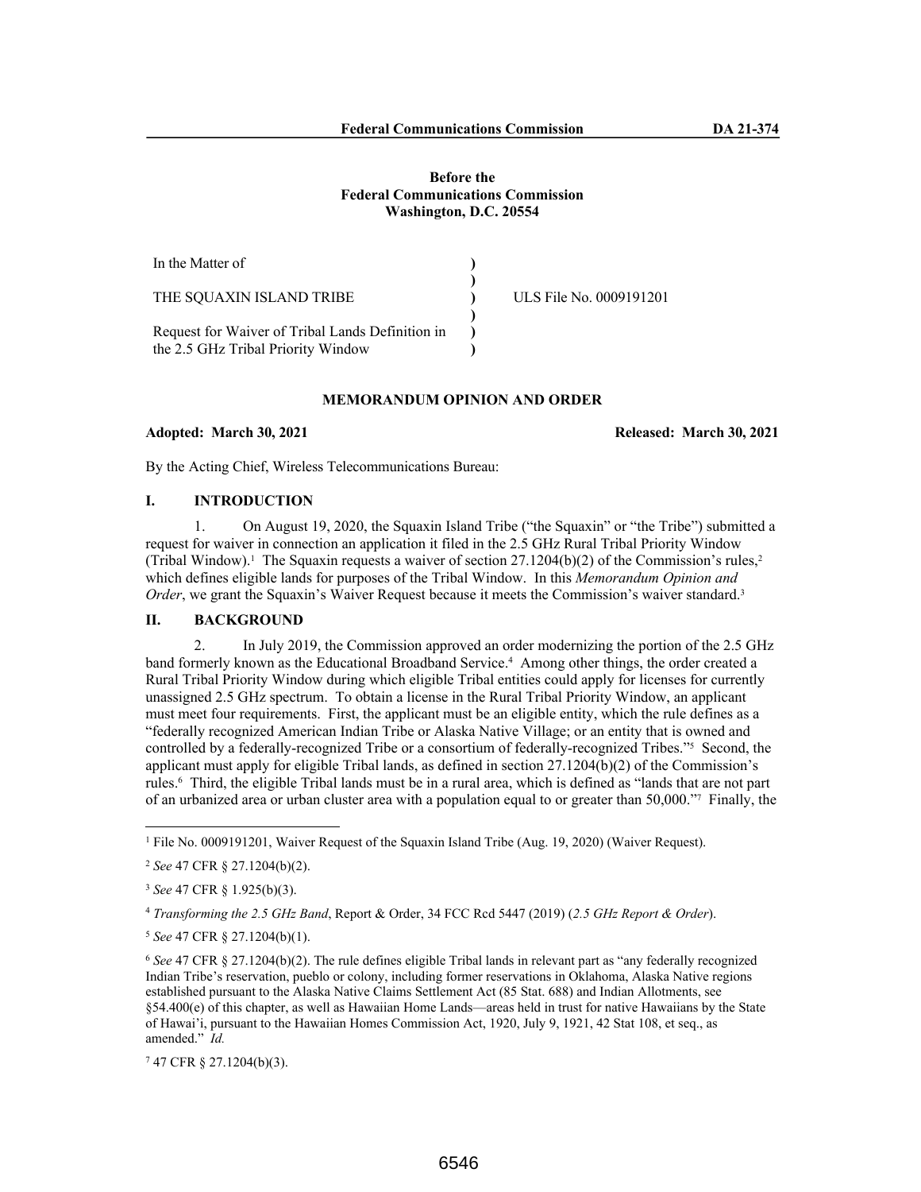**Before the**
**Federal Communications Commission**
**Washington, D.C. 20554**

| | | |
|---|---|---|
| In the Matter of | ) | |
| | ) | |
| THE SQUAXIN ISLAND TRIBE | ) | ULS File No. 0009191201 |
| | ) | |
| Request for Waiver of Tribal Lands Definition in the 2.5 GHz Tribal Priority Window | ) | |

**MEMORANDUM OPINION AND ORDER**

**Adopted: March 30, 2021** **Released: March 30, 2021**

By the Acting Chief, Wireless Telecommunications Bureau:

## I. INTRODUCTION

1. On August 19, 2020, the Squaxin Island Tribe ("the Squaxin" or "the Tribe") submitted a request for waiver in connection an application it filed in the 2.5 GHz Rural Tribal Priority Window (Tribal Window).[1] The Squaxin requests a waiver of section 27.1204(b)(2) of the Commission's rules,[2] which defines eligible lands for purposes of the Tribal Window. In this *Memorandum Opinion and Order*, we grant the Squaxin's Waiver Request because it meets the Commission's waiver standard.[3]

## II. BACKGROUND

2. In July 2019, the Commission approved an order modernizing the portion of the 2.5 GHz band formerly known as the Educational Broadband Service.[4] Among other things, the order created a Rural Tribal Priority Window during which eligible Tribal entities could apply for licenses for currently unassigned 2.5 GHz spectrum. To obtain a license in the Rural Tribal Priority Window, an applicant must meet four requirements. First, the applicant must be an eligible entity, which the rule defines as a "federally recognized American Indian Tribe or Alaska Native Village; or an entity that is owned and controlled by a federally-recognized Tribe or a consortium of federally-recognized Tribes."[5] Second, the applicant must apply for eligible Tribal lands, as defined in section 27.1204(b)(2) of the Commission's rules.[6] Third, the eligible Tribal lands must be in a rural area, which is defined as "lands that are not part of an urbanized area or urban cluster area with a population equal to or greater than 50,000."[7] Finally, the

---

[1] File No. 0009191201, Waiver Request of the Squaxin Island Tribe (Aug. 19, 2020) (Waiver Request).

[2] *See* 47 CFR § 27.1204(b)(2).

[3] *See* 47 CFR § 1.925(b)(3).

[4] *Transforming the 2.5 GHz Band*, Report & Order, 34 FCC Rcd 5447 (2019) (*2.5 GHz Report & Order*).

[5] *See* 47 CFR § 27.1204(b)(1).

[6] *See* 47 CFR § 27.1204(b)(2). The rule defines eligible Tribal lands in relevant part as "any federally recognized Indian Tribe's reservation, pueblo or colony, including former reservations in Oklahoma, Alaska Native regions established pursuant to the Alaska Native Claims Settlement Act (85 Stat. 688) and Indian Allotments, see §54.400(e) of this chapter, as well as Hawaiian Home Lands—areas held in trust for native Hawaiians by the State of Hawai'i, pursuant to the Hawaiian Homes Commission Act, 1920, July 9, 1921, 42 Stat 108, et seq., as amended." *Id.*

[7] 47 CFR § 27.1204(b)(3).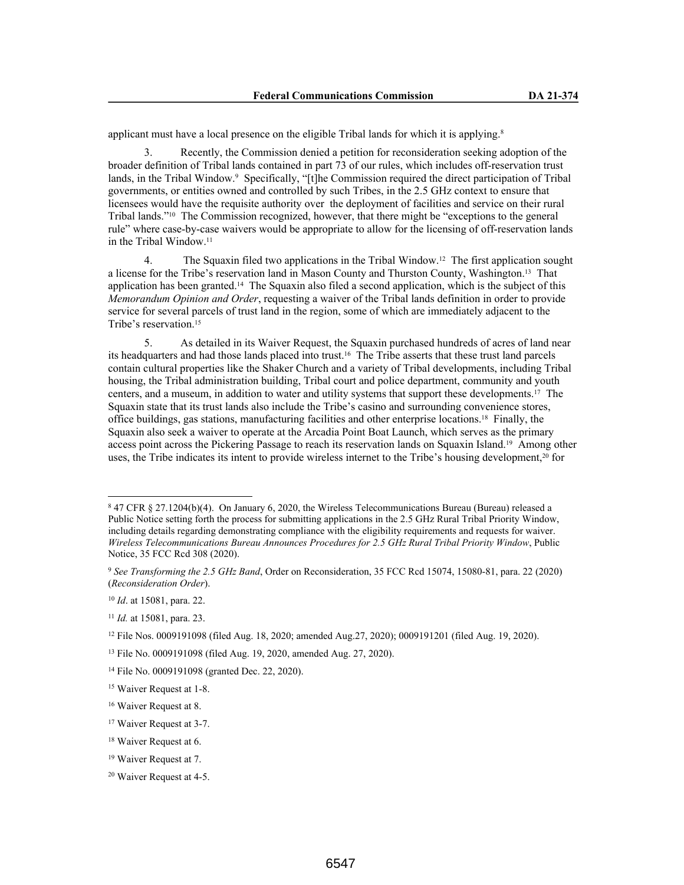applicant must have a local presence on the eligible Tribal lands for which it is applying.[8]

3. Recently, the Commission denied a petition for reconsideration seeking adoption of the broader definition of Tribal lands contained in part 73 of our rules, which includes off-reservation trust lands, in the Tribal Window.[9] Specifically, "[t]he Commission required the direct participation of Tribal governments, or entities owned and controlled by such Tribes, in the 2.5 GHz context to ensure that licensees would have the requisite authority over the deployment of facilities and service on their rural Tribal lands."[10] The Commission recognized, however, that there might be "exceptions to the general rule" where case-by-case waivers would be appropriate to allow for the licensing of off-reservation lands in the Tribal Window.[11]

4. The Squaxin filed two applications in the Tribal Window.[12] The first application sought a license for the Tribe's reservation land in Mason County and Thurston County, Washington.[13] That application has been granted.[14] The Squaxin also filed a second application, which is the subject of this *Memorandum Opinion and Order*, requesting a waiver of the Tribal lands definition in order to provide service for several parcels of trust land in the region, some of which are immediately adjacent to the Tribe's reservation.[15]

5. As detailed in its Waiver Request, the Squaxin purchased hundreds of acres of land near its headquarters and had those lands placed into trust.[16] The Tribe asserts that these trust land parcels contain cultural properties like the Shaker Church and a variety of Tribal developments, including Tribal housing, the Tribal administration building, Tribal court and police department, community and youth centers, and a museum, in addition to water and utility systems that support these developments.[17] The Squaxin state that its trust lands also include the Tribe's casino and surrounding convenience stores, office buildings, gas stations, manufacturing facilities and other enterprise locations.[18] Finally, the Squaxin also seek a waiver to operate at the Arcadia Point Boat Launch, which serves as the primary access point across the Pickering Passage to reach its reservation lands on Squaxin Island.[19] Among other uses, the Tribe indicates its intent to provide wireless internet to the Tribe's housing development,[20] for

---

[8] 47 CFR § 27.1204(b)(4). On January 6, 2020, the Wireless Telecommunications Bureau (Bureau) released a Public Notice setting forth the process for submitting applications in the 2.5 GHz Rural Tribal Priority Window, including details regarding demonstrating compliance with the eligibility requirements and requests for waiver. *Wireless Telecommunications Bureau Announces Procedures for 2.5 GHz Rural Tribal Priority Window*, Public Notice, 35 FCC Rcd 308 (2020).

[9] *See Transforming the 2.5 GHz Band*, Order on Reconsideration, 35 FCC Rcd 15074, 15080-81, para. 22 (2020) (*Reconsideration Order*).

[10] *Id*. at 15081, para. 22.

[11] *Id.* at 15081, para. 23.

[12] File Nos. 0009191098 (filed Aug. 18, 2020; amended Aug.27, 2020); 0009191201 (filed Aug. 19, 2020).

[13] File No. 0009191098 (filed Aug. 19, 2020, amended Aug. 27, 2020).

[14] File No. 0009191098 (granted Dec. 22, 2020).

[15] Waiver Request at 1-8.

[16] Waiver Request at 8.

[17] Waiver Request at 3-7.

[18] Waiver Request at 6.

[19] Waiver Request at 7.

[20] Waiver Request at 4-5.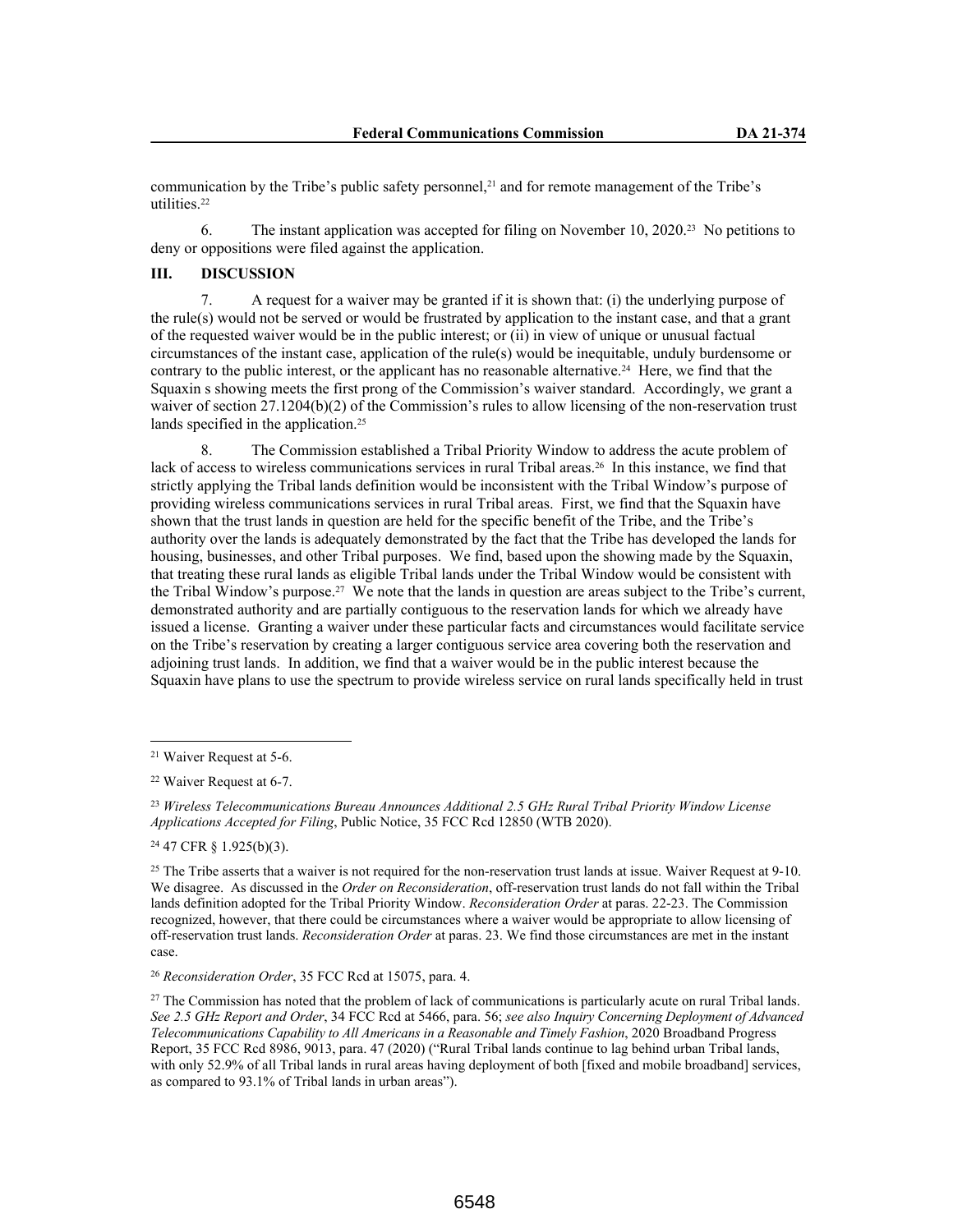communication by the Tribe's public safety personnel,[21] and for remote management of the Tribe's utilities.[22]

6. The instant application was accepted for filing on November 10, 2020.[23] No petitions to deny or oppositions were filed against the application.

## III. DISCUSSION

7. A request for a waiver may be granted if it is shown that: (i) the underlying purpose of the rule(s) would not be served or would be frustrated by application to the instant case, and that a grant of the requested waiver would be in the public interest; or (ii) in view of unique or unusual factual circumstances of the instant case, application of the rule(s) would be inequitable, unduly burdensome or contrary to the public interest, or the applicant has no reasonable alternative.[24] Here, we find that the Squaxin s showing meets the first prong of the Commission's waiver standard. Accordingly, we grant a waiver of section 27.1204(b)(2) of the Commission's rules to allow licensing of the non-reservation trust lands specified in the application.[25]

8. The Commission established a Tribal Priority Window to address the acute problem of lack of access to wireless communications services in rural Tribal areas.[26] In this instance, we find that strictly applying the Tribal lands definition would be inconsistent with the Tribal Window's purpose of providing wireless communications services in rural Tribal areas. First, we find that the Squaxin have shown that the trust lands in question are held for the specific benefit of the Tribe, and the Tribe's authority over the lands is adequately demonstrated by the fact that the Tribe has developed the lands for housing, businesses, and other Tribal purposes. We find, based upon the showing made by the Squaxin, that treating these rural lands as eligible Tribal lands under the Tribal Window would be consistent with the Tribal Window's purpose.[27] We note that the lands in question are areas subject to the Tribe's current, demonstrated authority and are partially contiguous to the reservation lands for which we already have issued a license. Granting a waiver under these particular facts and circumstances would facilitate service on the Tribe's reservation by creating a larger contiguous service area covering both the reservation and adjoining trust lands. In addition, we find that a waiver would be in the public interest because the Squaxin have plans to use the spectrum to provide wireless service on rural lands specifically held in trust

---

[21] Waiver Request at 5-6.

[22] Waiver Request at 6-7.

[23] *Wireless Telecommunications Bureau Announces Additional 2.5 GHz Rural Tribal Priority Window License Applications Accepted for Filing*, Public Notice, 35 FCC Rcd 12850 (WTB 2020).

[24] 47 CFR § 1.925(b)(3).

[25] The Tribe asserts that a waiver is not required for the non-reservation trust lands at issue. Waiver Request at 9-10. We disagree. As discussed in the *Order on Reconsideration*, off-reservation trust lands do not fall within the Tribal lands definition adopted for the Tribal Priority Window. *Reconsideration Order* at paras. 22-23. The Commission recognized, however, that there could be circumstances where a waiver would be appropriate to allow licensing of off-reservation trust lands. *Reconsideration Order* at paras. 23. We find those circumstances are met in the instant case.

[26] *Reconsideration Order*, 35 FCC Rcd at 15075, para. 4.

[27] The Commission has noted that the problem of lack of communications is particularly acute on rural Tribal lands. *See 2.5 GHz Report and Order*, 34 FCC Rcd at 5466, para. 56; *see also Inquiry Concerning Deployment of Advanced Telecommunications Capability to All Americans in a Reasonable and Timely Fashion*, 2020 Broadband Progress Report, 35 FCC Rcd 8986, 9013, para. 47 (2020) ("Rural Tribal lands continue to lag behind urban Tribal lands, with only 52.9% of all Tribal lands in rural areas having deployment of both [fixed and mobile broadband] services, as compared to 93.1% of Tribal lands in urban areas").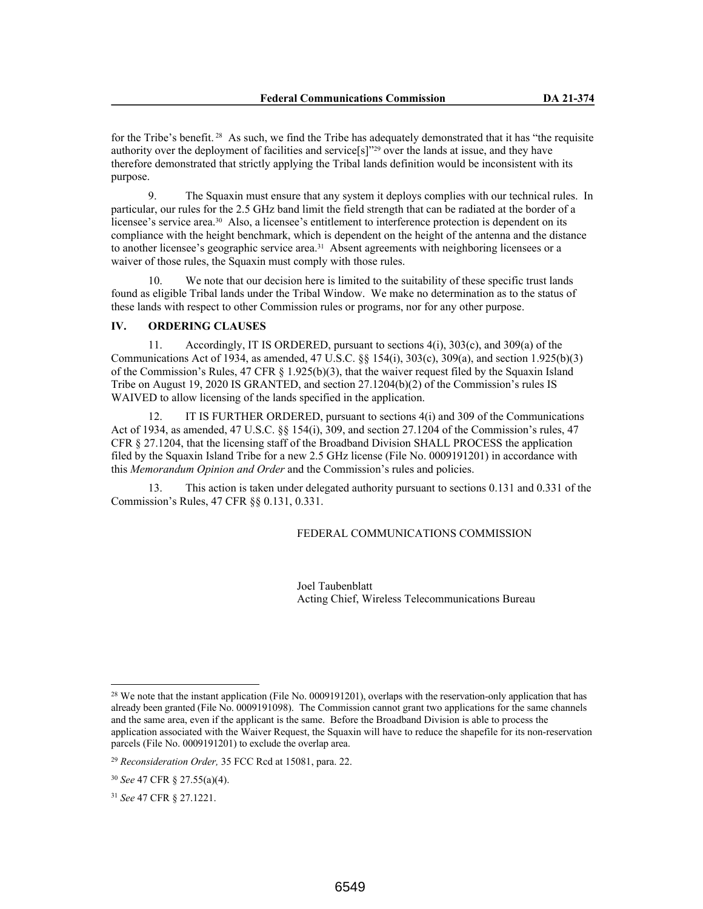for the Tribe's benefit.[28] As such, we find the Tribe has adequately demonstrated that it has "the requisite authority over the deployment of facilities and service[s]"[29] over the lands at issue, and they have therefore demonstrated that strictly applying the Tribal lands definition would be inconsistent with its purpose.

9. The Squaxin must ensure that any system it deploys complies with our technical rules. In particular, our rules for the 2.5 GHz band limit the field strength that can be radiated at the border of a licensee's service area.[30] Also, a licensee's entitlement to interference protection is dependent on its compliance with the height benchmark, which is dependent on the height of the antenna and the distance to another licensee's geographic service area.[31] Absent agreements with neighboring licensees or a waiver of those rules, the Squaxin must comply with those rules.

10. We note that our decision here is limited to the suitability of these specific trust lands found as eligible Tribal lands under the Tribal Window. We make no determination as to the status of these lands with respect to other Commission rules or programs, nor for any other purpose.

## IV. ORDERING CLAUSES

11. Accordingly, IT IS ORDERED, pursuant to sections 4(i), 303(c), and 309(a) of the Communications Act of 1934, as amended, 47 U.S.C. §§ 154(i), 303(c), 309(a), and section 1.925(b)(3) of the Commission's Rules, 47 CFR § 1.925(b)(3), that the waiver request filed by the Squaxin Island Tribe on August 19, 2020 IS GRANTED, and section 27.1204(b)(2) of the Commission's rules IS WAIVED to allow licensing of the lands specified in the application.

12. IT IS FURTHER ORDERED, pursuant to sections 4(i) and 309 of the Communications Act of 1934, as amended, 47 U.S.C. §§ 154(i), 309, and section 27.1204 of the Commission's rules, 47 CFR § 27.1204, that the licensing staff of the Broadband Division SHALL PROCESS the application filed by the Squaxin Island Tribe for a new 2.5 GHz license (File No. 0009191201) in accordance with this *Memorandum Opinion and Order* and the Commission's rules and policies.

13. This action is taken under delegated authority pursuant to sections 0.131 and 0.331 of the Commission's Rules, 47 CFR §§ 0.131, 0.331.

FEDERAL COMMUNICATIONS COMMISSION

Joel Taubenblatt
Acting Chief, Wireless Telecommunications Bureau

---

[28] We note that the instant application (File No. 0009191201), overlaps with the reservation-only application that has already been granted (File No. 0009191098). The Commission cannot grant two applications for the same channels and the same area, even if the applicant is the same. Before the Broadband Division is able to process the application associated with the Waiver Request, the Squaxin will have to reduce the shapefile for its non-reservation parcels (File No. 0009191201) to exclude the overlap area.

[29] *Reconsideration Order,* 35 FCC Rcd at 15081, para. 22.

[30] *See* 47 CFR § 27.55(a)(4).

[31] *See* 47 CFR § 27.1221.